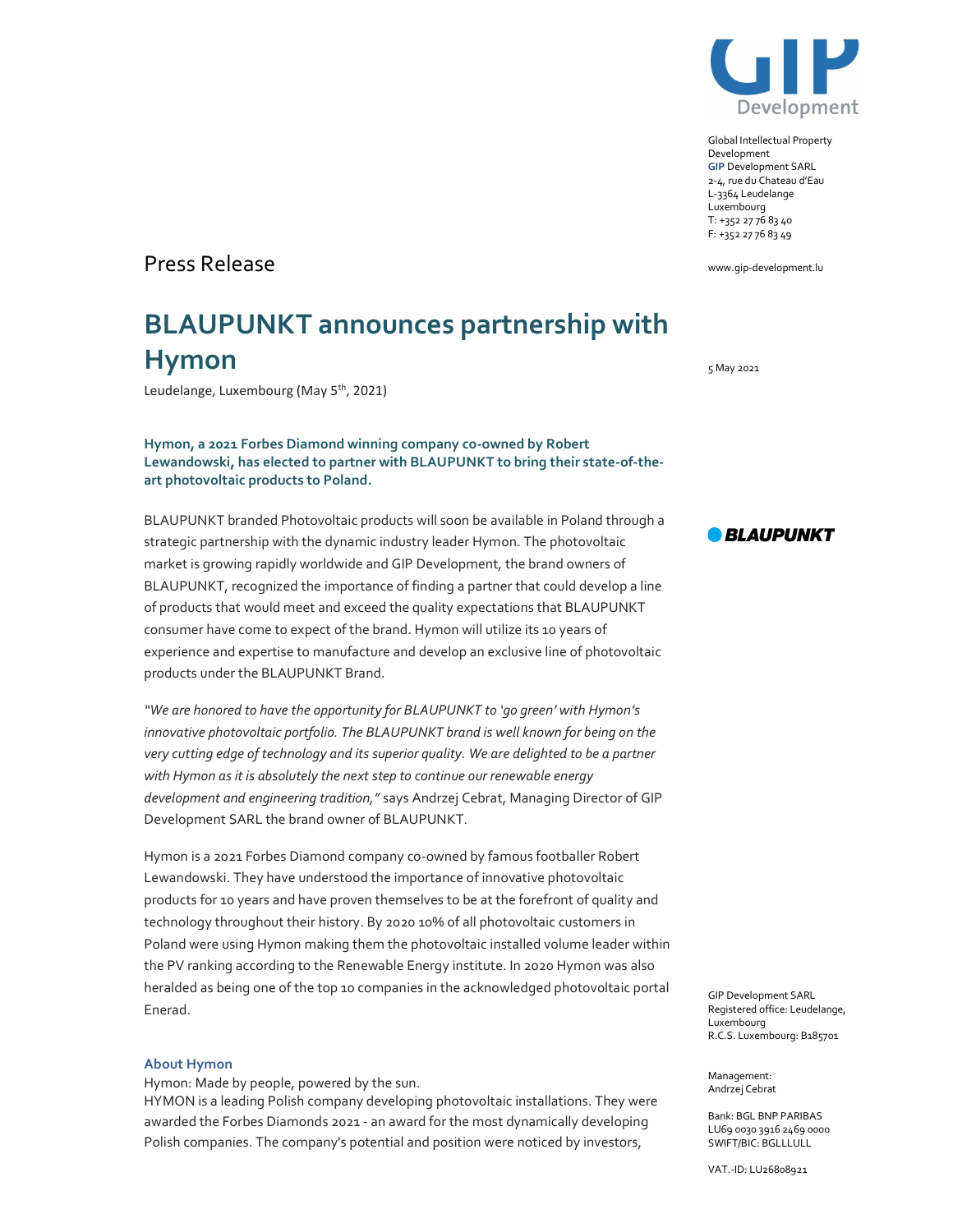Global Intellectual Property Development
GIP Development SARL
2-4, rue du Chateau d'Eau
L-3364 Leudelange
Luxembourg
T: +352 27 76 83 40
F: +352 27 76 83 49

www.gip-development.lu

Press Release

# BLAUPUNKT announces partnership with Hymon

Leudelange, Luxembourg (May 5th, 2021)

5 May 2021

**Hymon, a 2021 Forbes Diamond winning company co-owned by Robert Lewandowski, has elected to partner with BLAUPUNKT to bring their state-of-the-art photovoltaic products to Poland.**

BLAUPUNKT branded Photovoltaic products will soon be available in Poland through a strategic partnership with the dynamic industry leader Hymon. The photovoltaic market is growing rapidly worldwide and GIP Development, the brand owners of BLAUPUNKT, recognized the importance of finding a partner that could develop a line of products that would meet and exceed the quality expectations that BLAUPUNKT consumer have come to expect of the brand. Hymon will utilize its 10 years of experience and expertise to manufacture and develop an exclusive line of photovoltaic products under the BLAUPUNKT Brand.

*"We are honored to have the opportunity for BLAUPUNKT to 'go green' with Hymon's innovative photovoltaic portfolio. The BLAUPUNKT brand is well known for being on the very cutting edge of technology and its superior quality. We are delighted to be a partner with Hymon as it is absolutely the next step to continue our renewable energy development and engineering tradition,"* says Andrzej Cebrat, Managing Director of GIP Development SARL the brand owner of BLAUPUNKT.

Hymon is a 2021 Forbes Diamond company co-owned by famous footballer Robert Lewandowski. They have understood the importance of innovative photovoltaic products for 10 years and have proven themselves to be at the forefront of quality and technology throughout their history. By 2020 10% of all photovoltaic customers in Poland were using Hymon making them the photovoltaic installed volume leader within the PV ranking according to the Renewable Energy institute. In 2020 Hymon was also heralded as being one of the top 10 companies in the acknowledged photovoltaic portal Enerad.

### About Hymon

Hymon: Made by people, powered by the sun.
HYMON is a leading Polish company developing photovoltaic installations. They were awarded the Forbes Diamonds 2021 - an award for the most dynamically developing Polish companies. The company's potential and position were noticed by investors,

GIP Development SARL
Registered office: Leudelange, Luxembourg
R.C.S. Luxembourg: B185701

Management:
Andrzej Cebrat

Bank: BGL BNP PARIBAS
LU69 0030 3916 2469 0000
SWIFT/BIC: BGLLLULL

VAT.-ID: LU26808921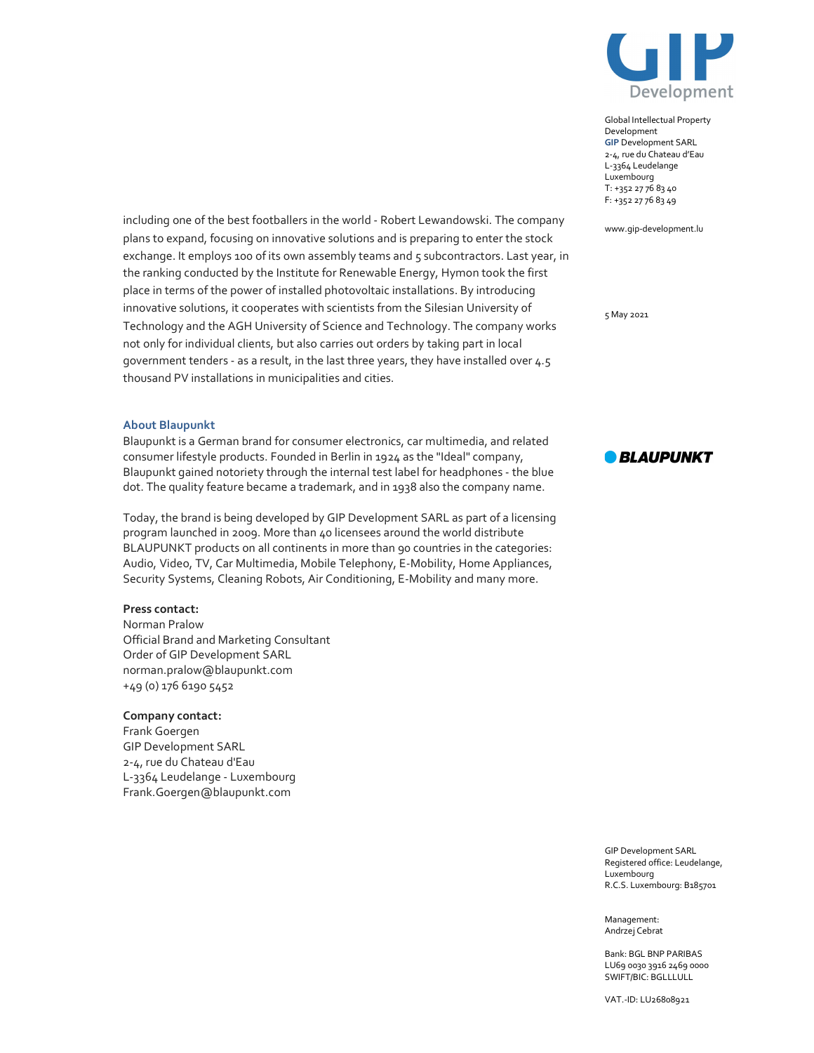Global Intellectual Property Development
GIP Development SARL
2-4, rue du Chateau d'Eau
L-3364 Leudelange
Luxembourg
T: +352 27 76 83 40
F: +352 27 76 83 49

www.gip-development.lu

5 May 2021

including one of the best footballers in the world - Robert Lewandowski. The company plans to expand, focusing on innovative solutions and is preparing to enter the stock exchange. It employs 100 of its own assembly teams and 5 subcontractors. Last year, in the ranking conducted by the Institute for Renewable Energy, Hymon took the first place in terms of the power of installed photovoltaic installations. By introducing innovative solutions, it cooperates with scientists from the Silesian University of Technology and the AGH University of Science and Technology. The company works not only for individual clients, but also carries out orders by taking part in local government tenders - as a result, in the last three years, they have installed over 4.5 thousand PV installations in municipalities and cities.

### About Blaupunkt

Blaupunkt is a German brand for consumer electronics, car multimedia, and related consumer lifestyle products. Founded in Berlin in 1924 as the "Ideal" company, Blaupunkt gained notoriety through the internal test label for headphones - the blue dot. The quality feature became a trademark, and in 1938 also the company name.

Today, the brand is being developed by GIP Development SARL as part of a licensing program launched in 2009. More than 40 licensees around the world distribute BLAUPUNKT products on all continents in more than 90 countries in the categories: Audio, Video, TV, Car Multimedia, Mobile Telephony, E-Mobility, Home Appliances, Security Systems, Cleaning Robots, Air Conditioning, E-Mobility and many more.

**Press contact:**
Norman Pralow
Official Brand and Marketing Consultant
Order of GIP Development SARL
norman.pralow@blaupunkt.com
+49 (0) 176 6190 5452

**Company contact:**
Frank Goergen
GIP Development SARL
2-4, rue du Chateau d'Eau
L-3364 Leudelange - Luxembourg
Frank.Goergen@blaupunkt.com

GIP Development SARL
Registered office: Leudelange, Luxembourg
R.C.S. Luxembourg: B185701

Management:
Andrzej Cebrat

Bank: BGL BNP PARIBAS
LU69 0030 3916 2469 0000
SWIFT/BIC: BGLLLULL

VAT.-ID: LU26808921